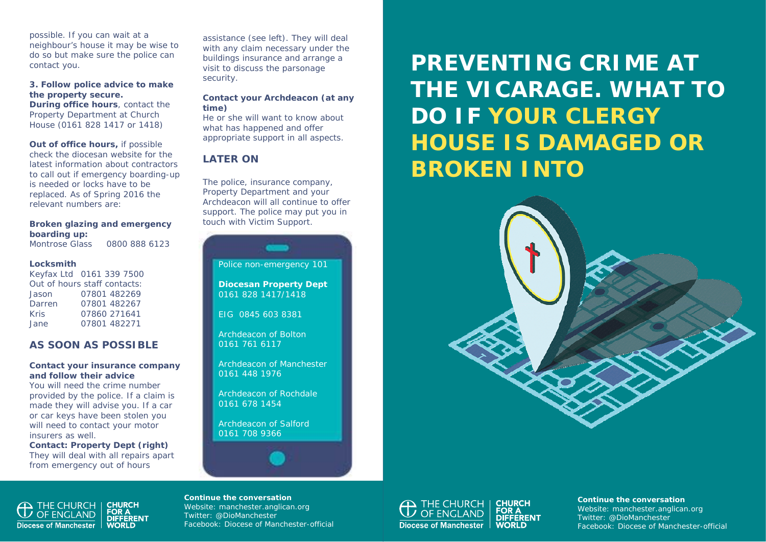possible. If you can wait at a neighbour's house it may be wise to do so but make sure the police can contact you.

**3. Follow police advice to make the property secure.**
**During office hours**, contact the Property Department at Church House (0161 828 1417 or 1418)

**Out of office hours,** if possible check the diocesan website for the latest information about contractors to call out if emergency boarding-up is needed or locks have to be replaced. As of Spring 2016 the relevant numbers are:

**Broken glazing and emergency boarding up:**
Montrose Glass 0800 888 6123

**Locksmith**
Keyfax Ltd 0161 339 7500
Out of hours staff contacts:

| | |
|---|---|
| Jason | 07801 482269 |
| Darren | 07801 482267 |
| Kris | 07860 271641 |
| Jane | 07801 482271 |

## AS SOON AS POSSIBLE

**Contact your insurance company and follow their advice**
You will need the crime number provided by the police. If a claim is made they will advise you. If a car or car keys have been stolen you will need to contact your motor insurers as well.
**Contact: Property Dept (right)**
They will deal with all repairs apart from emergency out of hours assistance (see left). They will deal with any claim necessary under the buildings insurance and arrange a visit to discuss the parsonage security.

**Contact your Archdeacon (at any time)**
He or she will want to know about what has happened and offer appropriate support in all aspects.

## LATER ON

The police, insurance company, Property Department and your Archdeacon will all continue to offer support. The police may put you in touch with Victim Support.

Police non-emergency 101

**Diocesan Property Dept**
0161 828 1417/1418

EIG 0845 603 8381

Archdeacon of Bolton
0161 761 6117

Archdeacon of Manchester
0161 448 1976

Archdeacon of Rochdale
0161 678 1454

Archdeacon of Salford
0161 708 9366

THE CHURCH OF ENGLAND
Diocese of Manchester
CHURCH FOR A DIFFERENT WORLD

**Continue the conversation**
Website: manchester.anglican.org
Twitter: @DioManchester
Facebook: Diocese of Manchester-official

# PREVENTING CRIME AT THE VICARAGE. WHAT TO DO IF YOUR CLERGY HOUSE IS DAMAGED OR BROKEN INTO

THE CHURCH OF ENGLAND
Diocese of Manchester
CHURCH FOR A DIFFERENT WORLD

**Continue the conversation**
Website: manchester.anglican.org
Twitter: @DioManchester
Facebook: Diocese of Manchester-official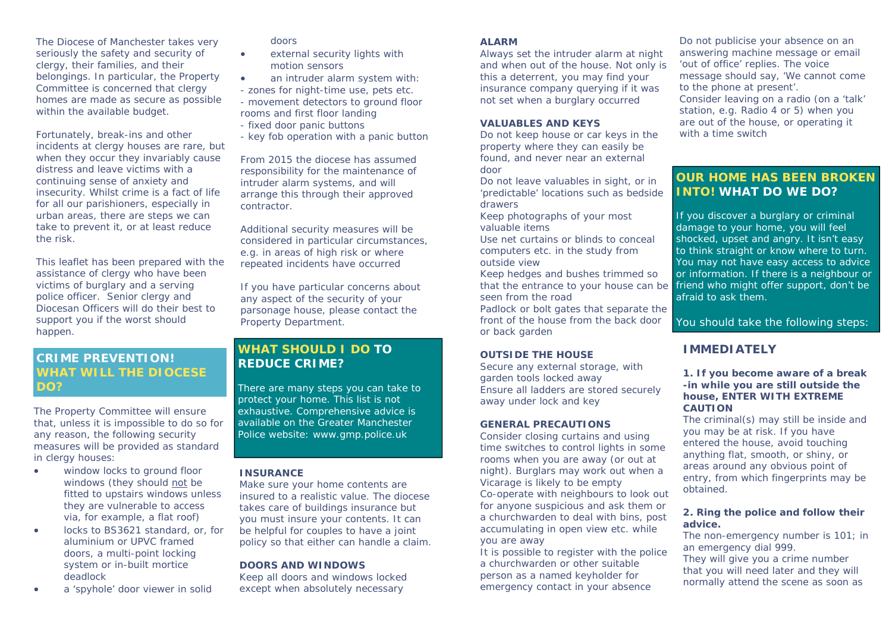The Diocese of Manchester takes very seriously the safety and security of clergy, their families, and their belongings. In particular, the Property Committee is concerned that clergy homes are made as secure as possible within the available budget.

Fortunately, break-ins and other incidents at clergy houses are rare, but when they occur they invariably cause distress and leave victims with a continuing sense of anxiety and insecurity. Whilst crime is a fact of life for all our parishioners, especially in urban areas, there are steps we can take to prevent it, or at least reduce the risk.

This leaflet has been prepared with the assistance of clergy who have been victims of burglary and a serving police officer. Senior clergy and Diocesan Officers will do their best to support you if the worst should happen.

## CRIME PREVENTION! WHAT WILL THE DIOCESE DO?

The Property Committee will ensure that, unless it is impossible to do so for any reason, the following security measures will be provided as standard in clergy houses:

- window locks to ground floor windows (they should not be fitted to upstairs windows unless they are vulnerable to access via, for example, a flat roof)
- locks to BS3621 standard, or, for aluminium or UPVC framed doors, a multi-point locking system or in-built mortice deadlock
- a 'spyhole' door viewer in solid doors
- external security lights with motion sensors
- an intruder alarm system with:
  - zones for night-time use, pets etc.
  - movement detectors to ground floor rooms and first floor landing
  - fixed door panic buttons
  - key fob operation with a panic button

From 2015 the diocese has assumed responsibility for the maintenance of intruder alarm systems, and will arrange this through their approved contractor.

Additional security measures will be considered in particular circumstances, e.g. in areas of high risk or where repeated incidents have occurred

If you have particular concerns about any aspect of the security of your parsonage house, please contact the Property Department.

## WHAT SHOULD I DO TO REDUCE CRIME?

There are many steps you can take to protect your home. This list is not exhaustive. Comprehensive advice is available on the Greater Manchester Police website: www.gmp.police.uk

### INSURANCE

Make sure your home contents are insured to a realistic value. The diocese takes care of buildings insurance but you must insure your contents. It can be helpful for couples to have a joint policy so that either can handle a claim.

### DOORS AND WINDOWS

Keep all doors and windows locked except when absolutely necessary

### ALARM

Always set the intruder alarm at night and when out of the house. Not only is this a deterrent, you may find your insurance company querying if it was not set when a burglary occurred

### VALUABLES AND KEYS

Do not keep house or car keys in the property where they can easily be found, and never near an external door

Do not leave valuables in sight, or in 'predictable' locations such as bedside drawers

Keep photographs of your most valuable items

Use net curtains or blinds to conceal computers etc. in the study from outside view

Keep hedges and bushes trimmed so that the entrance to your house can be seen from the road

Padlock or bolt gates that separate the front of the house from the back door or back garden

### OUTSIDE THE HOUSE

Secure any external storage, with garden tools locked away

Ensure all ladders are stored securely away under lock and key

### GENERAL PRECAUTIONS

Consider closing curtains and using time switches to control lights in some rooms when you are away (or out at night). Burglars may work out when a Vicarage is likely to be empty

Co-operate with neighbours to look out for anyone suspicious and ask them or a churchwarden to deal with bins, post accumulating in open view etc. while you are away

It is possible to register with the police a churchwarden or other suitable person as a named keyholder for emergency contact in your absence

Do not publicise your absence on an answering machine message or email 'out of office' replies. The voice message should say, 'We cannot come to the phone at present'.

Consider leaving on a radio (on a 'talk' station, e.g. Radio 4 or 5) when you are out of the house, or operating it with a time switch

## OUR HOME HAS BEEN BROKEN INTO! WHAT DO WE DO?

If you discover a burglary or criminal damage to your home, you will feel shocked, upset and angry. It isn't easy to think straight or know where to turn. You may not have easy access to advice or information. If there is a neighbour or friend who might offer support, don't be afraid to ask them.

You should take the following steps:

## IMMEDIATELY

**1. If you become aware of a break-in while you are still outside the house, ENTER WITH EXTREME CAUTION**

The criminal(s) may still be inside and you may be at risk. If you have entered the house, avoid touching anything flat, smooth, or shiny, or areas around any obvious point of entry, from which fingerprints may be obtained.

**2. Ring the police and follow their advice.**

The non-emergency number is 101; in an emergency dial 999.

They will give you a crime number that you will need later and they will normally attend the scene as soon as